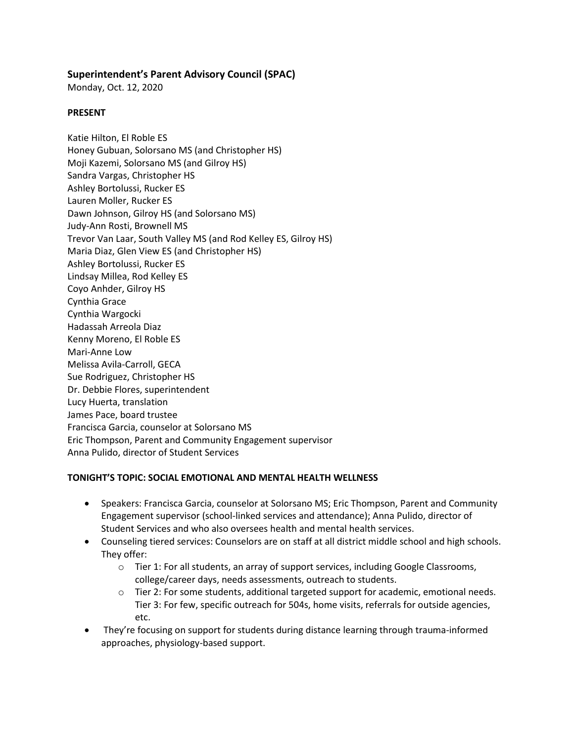### Superintendent's Parent Advisory Council (SPAC)

Monday, Oct. 12, 2020

**PRESENT**

Katie Hilton, El Roble ES
Honey Gubuan, Solorsano MS (and Christopher HS)
Moji Kazemi, Solorsano MS (and Gilroy HS)
Sandra Vargas, Christopher HS
Ashley Bortolussi, Rucker ES
Lauren Moller, Rucker ES
Dawn Johnson, Gilroy HS (and Solorsano MS)
Judy-Ann Rosti, Brownell MS
Trevor Van Laar, South Valley MS (and Rod Kelley ES, Gilroy HS)
Maria Diaz, Glen View ES (and Christopher HS)
Ashley Bortolussi, Rucker ES
Lindsay Millea, Rod Kelley ES
Coyo Anhder, Gilroy HS
Cynthia Grace
Cynthia Wargocki
Hadassah Arreola Diaz
Kenny Moreno, El Roble ES
Mari-Anne Low
Melissa Avila-Carroll, GECA
Sue Rodriguez, Christopher HS
Dr. Debbie Flores, superintendent
Lucy Huerta, translation
James Pace, board trustee
Francisca Garcia, counselor at Solorsano MS
Eric Thompson, Parent and Community Engagement supervisor
Anna Pulido, director of Student Services

**TONIGHT'S TOPIC: SOCIAL EMOTIONAL AND MENTAL HEALTH WELLNESS**

- Speakers: Francisca Garcia, counselor at Solorsano MS; Eric Thompson, Parent and Community Engagement supervisor (school-linked services and attendance); Anna Pulido, director of Student Services and who also oversees health and mental health services.
- Counseling tiered services: Counselors are on staff at all district middle school and high schools. They offer:
  - Tier 1: For all students, an array of support services, including Google Classrooms, college/career days, needs assessments, outreach to students.
  - Tier 2: For some students, additional targeted support for academic, emotional needs. Tier 3: For few, specific outreach for 504s, home visits, referrals for outside agencies, etc.
- They're focusing on support for students during distance learning through trauma-informed approaches, physiology-based support.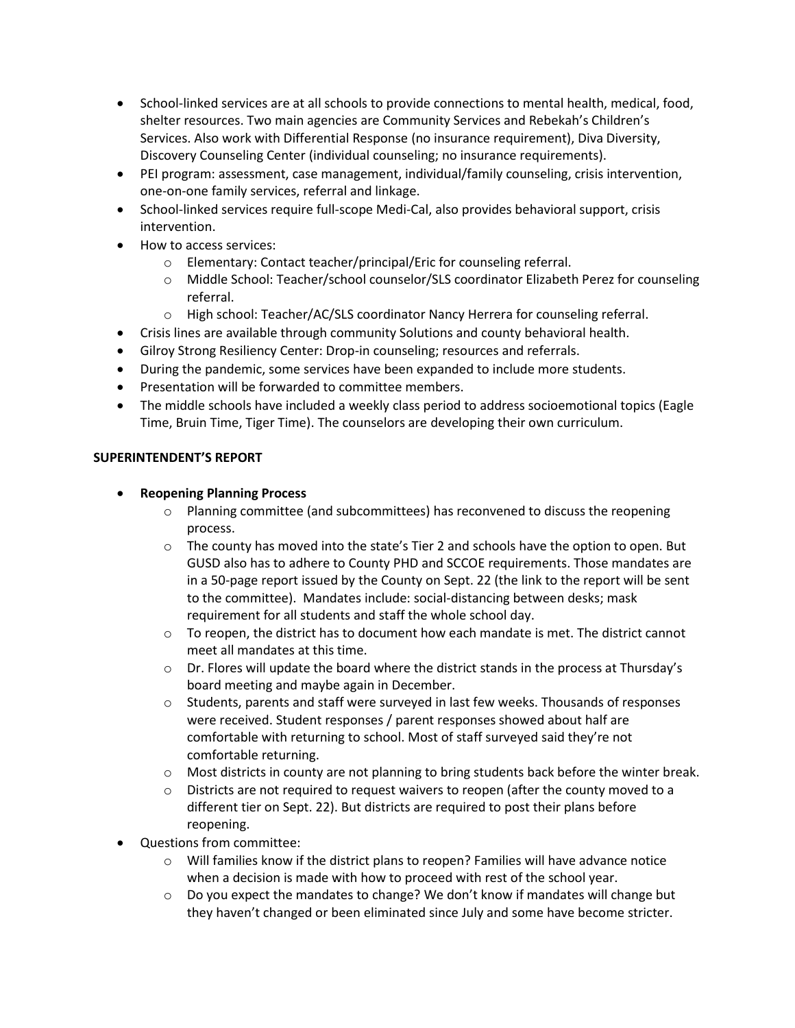- School-linked services are at all schools to provide connections to mental health, medical, food, shelter resources. Two main agencies are Community Services and Rebekah's Children's Services. Also work with Differential Response (no insurance requirement), Diva Diversity, Discovery Counseling Center (individual counseling; no insurance requirements).
- PEI program: assessment, case management, individual/family counseling, crisis intervention, one-on-one family services, referral and linkage.
- School-linked services require full-scope Medi-Cal, also provides behavioral support, crisis intervention.
- How to access services:
  - Elementary: Contact teacher/principal/Eric for counseling referral.
  - Middle School: Teacher/school counselor/SLS coordinator Elizabeth Perez for counseling referral.
  - High school: Teacher/AC/SLS coordinator Nancy Herrera for counseling referral.
- Crisis lines are available through community Solutions and county behavioral health.
- Gilroy Strong Resiliency Center: Drop-in counseling; resources and referrals.
- During the pandemic, some services have been expanded to include more students.
- Presentation will be forwarded to committee members.
- The middle schools have included a weekly class period to address socioemotional topics (Eagle Time, Bruin Time, Tiger Time). The counselors are developing their own curriculum.

**SUPERINTENDENT'S REPORT**

- **Reopening Planning Process**
  - Planning committee (and subcommittees) has reconvened to discuss the reopening process.
  - The county has moved into the state's Tier 2 and schools have the option to open. But GUSD also has to adhere to County PHD and SCCOE requirements. Those mandates are in a 50-page report issued by the County on Sept. 22 (the link to the report will be sent to the committee). Mandates include: social-distancing between desks; mask requirement for all students and staff the whole school day.
  - To reopen, the district has to document how each mandate is met. The district cannot meet all mandates at this time.
  - Dr. Flores will update the board where the district stands in the process at Thursday's board meeting and maybe again in December.
  - Students, parents and staff were surveyed in last few weeks. Thousands of responses were received. Student responses / parent responses showed about half are comfortable with returning to school. Most of staff surveyed said they're not comfortable returning.
  - Most districts in county are not planning to bring students back before the winter break.
  - Districts are not required to request waivers to reopen (after the county moved to a different tier on Sept. 22). But districts are required to post their plans before reopening.
- Questions from committee:
  - Will families know if the district plans to reopen? Families will have advance notice when a decision is made with how to proceed with rest of the school year.
  - Do you expect the mandates to change? We don't know if mandates will change but they haven't changed or been eliminated since July and some have become stricter.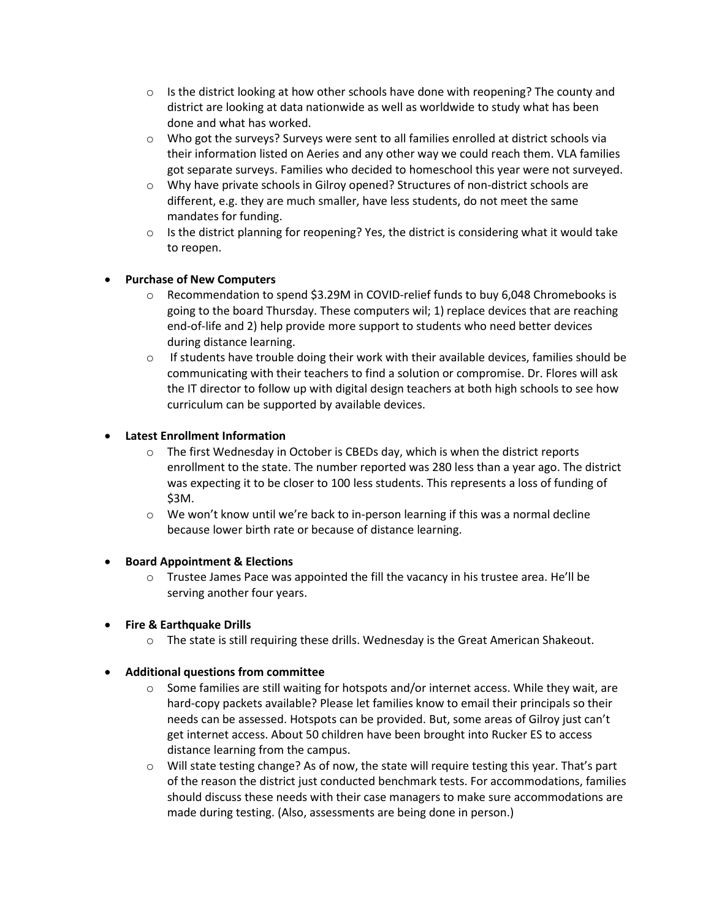- Is the district looking at how other schools have done with reopening? The county and district are looking at data nationwide as well as worldwide to study what has been done and what has worked.
- Who got the surveys? Surveys were sent to all families enrolled at district schools via their information listed on Aeries and any other way we could reach them. VLA families got separate surveys. Families who decided to homeschool this year were not surveyed.
- Why have private schools in Gilroy opened? Structures of non-district schools are different, e.g. they are much smaller, have less students, do not meet the same mandates for funding.
- Is the district planning for reopening? Yes, the district is considering what it would take to reopen.

- **Purchase of New Computers**
  - Recommendation to spend $3.29M in COVID-relief funds to buy 6,048 Chromebooks is going to the board Thursday. These computers wil; 1) replace devices that are reaching end-of-life and 2) help provide more support to students who need better devices during distance learning.
  - If students have trouble doing their work with their available devices, families should be communicating with their teachers to find a solution or compromise. Dr. Flores will ask the IT director to follow up with digital design teachers at both high schools to see how curriculum can be supported by available devices.

- **Latest Enrollment Information**
  - The first Wednesday in October is CBEDs day, which is when the district reports enrollment to the state. The number reported was 280 less than a year ago. The district was expecting it to be closer to 100 less students. This represents a loss of funding of $3M.
  - We won't know until we're back to in-person learning if this was a normal decline because lower birth rate or because of distance learning.

- **Board Appointment & Elections**
  - Trustee James Pace was appointed the fill the vacancy in his trustee area. He'll be serving another four years.

- **Fire & Earthquake Drills**
  - The state is still requiring these drills. Wednesday is the Great American Shakeout.

- **Additional questions from committee**
  - Some families are still waiting for hotspots and/or internet access. While they wait, are hard-copy packets available? Please let families know to email their principals so their needs can be assessed. Hotspots can be provided. But, some areas of Gilroy just can't get internet access. About 50 children have been brought into Rucker ES to access distance learning from the campus.
  - Will state testing change? As of now, the state will require testing this year. That's part of the reason the district just conducted benchmark tests. For accommodations, families should discuss these needs with their case managers to make sure accommodations are made during testing. (Also, assessments are being done in person.)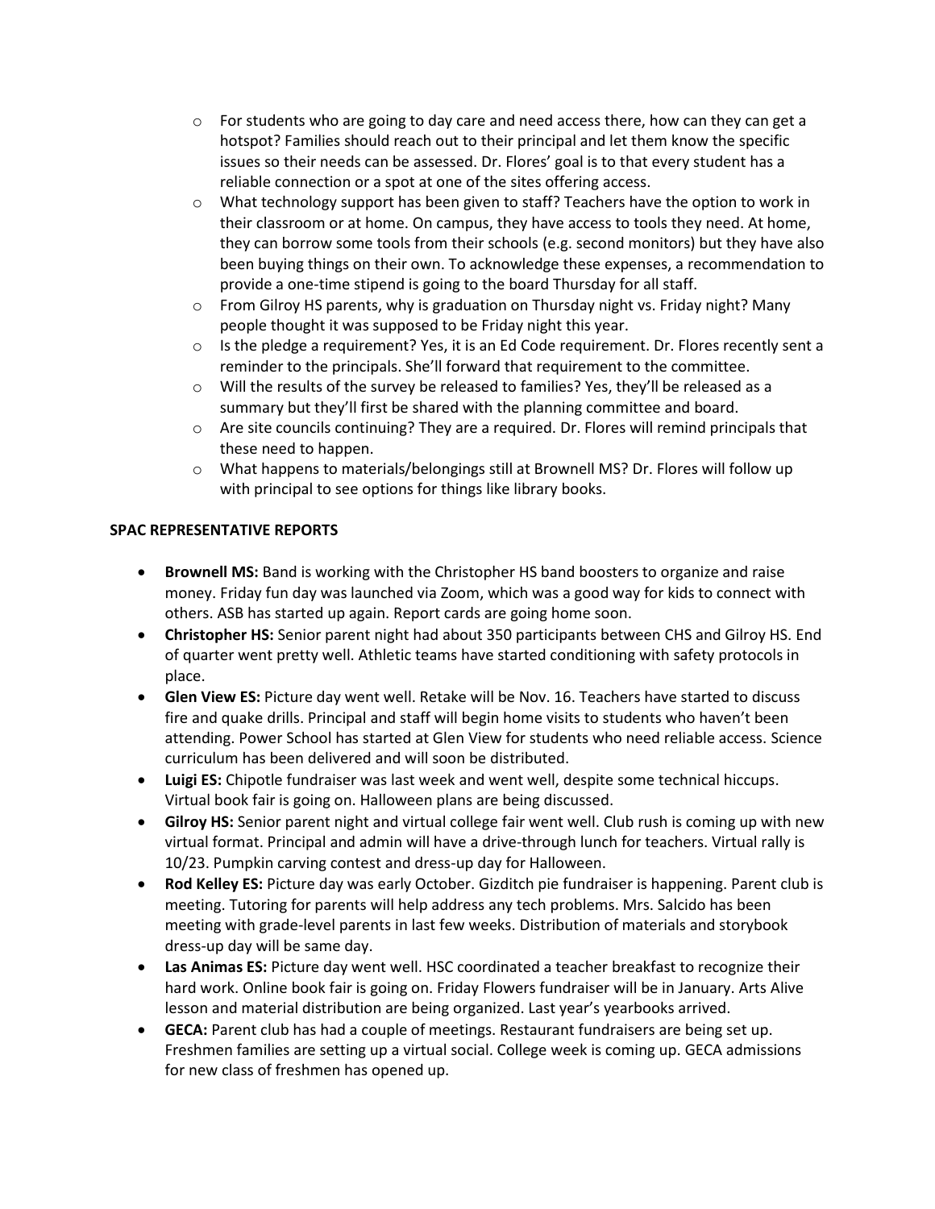- For students who are going to day care and need access there, how can they can get a hotspot? Families should reach out to their principal and let them know the specific issues so their needs can be assessed. Dr. Flores' goal is to that every student has a reliable connection or a spot at one of the sites offering access.
  - What technology support has been given to staff? Teachers have the option to work in their classroom or at home. On campus, they have access to tools they need. At home, they can borrow some tools from their schools (e.g. second monitors) but they have also been buying things on their own. To acknowledge these expenses, a recommendation to provide a one-time stipend is going to the board Thursday for all staff.
  - From Gilroy HS parents, why is graduation on Thursday night vs. Friday night? Many people thought it was supposed to be Friday night this year.
  - Is the pledge a requirement? Yes, it is an Ed Code requirement. Dr. Flores recently sent a reminder to the principals. She'll forward that requirement to the committee.
  - Will the results of the survey be released to families? Yes, they'll be released as a summary but they'll first be shared with the planning committee and board.
  - Are site councils continuing? They are a required. Dr. Flores will remind principals that these need to happen.
  - What happens to materials/belongings still at Brownell MS? Dr. Flores will follow up with principal to see options for things like library books.

**SPAC REPRESENTATIVE REPORTS**

- **Brownell MS:** Band is working with the Christopher HS band boosters to organize and raise money. Friday fun day was launched via Zoom, which was a good way for kids to connect with others. ASB has started up again. Report cards are going home soon.
- **Christopher HS:** Senior parent night had about 350 participants between CHS and Gilroy HS. End of quarter went pretty well. Athletic teams have started conditioning with safety protocols in place.
- **Glen View ES:** Picture day went well. Retake will be Nov. 16. Teachers have started to discuss fire and quake drills. Principal and staff will begin home visits to students who haven't been attending. Power School has started at Glen View for students who need reliable access. Science curriculum has been delivered and will soon be distributed.
- **Luigi ES:** Chipotle fundraiser was last week and went well, despite some technical hiccups. Virtual book fair is going on. Halloween plans are being discussed.
- **Gilroy HS:** Senior parent night and virtual college fair went well. Club rush is coming up with new virtual format. Principal and admin will have a drive-through lunch for teachers. Virtual rally is 10/23. Pumpkin carving contest and dress-up day for Halloween.
- **Rod Kelley ES:** Picture day was early October. Gizditch pie fundraiser is happening. Parent club is meeting. Tutoring for parents will help address any tech problems. Mrs. Salcido has been meeting with grade-level parents in last few weeks. Distribution of materials and storybook dress-up day will be same day.
- **Las Animas ES:** Picture day went well. HSC coordinated a teacher breakfast to recognize their hard work. Online book fair is going on. Friday Flowers fundraiser will be in January. Arts Alive lesson and material distribution are being organized. Last year's yearbooks arrived.
- **GECA:** Parent club has had a couple of meetings. Restaurant fundraisers are being set up. Freshmen families are setting up a virtual social. College week is coming up. GECA admissions for new class of freshmen has opened up.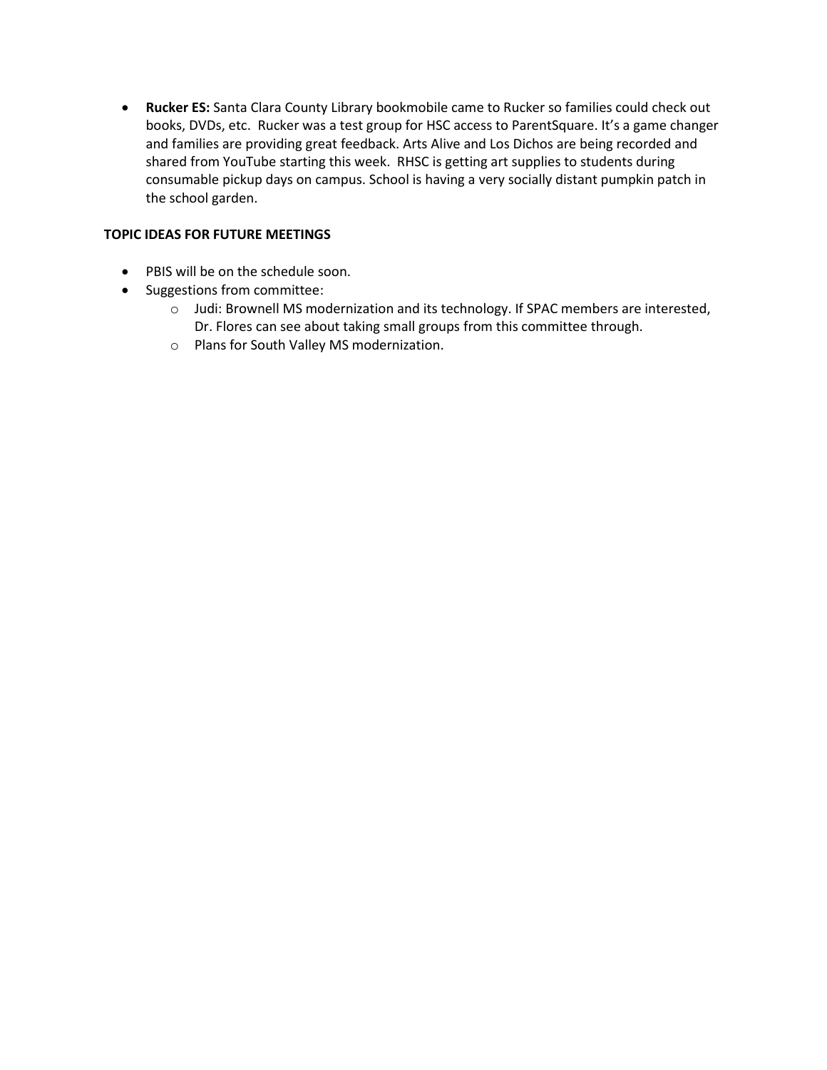- **Rucker ES:** Santa Clara County Library bookmobile came to Rucker so families could check out books, DVDs, etc.  Rucker was a test group for HSC access to ParentSquare. It's a game changer and families are providing great feedback. Arts Alive and Los Dichos are being recorded and shared from YouTube starting this week.  RHSC is getting art supplies to students during consumable pickup days on campus. School is having a very socially distant pumpkin patch in the school garden.

**TOPIC IDEAS FOR FUTURE MEETINGS**

- PBIS will be on the schedule soon.
- Suggestions from committee:
  - Judi: Brownell MS modernization and its technology. If SPAC members are interested, Dr. Flores can see about taking small groups from this committee through.
  - Plans for South Valley MS modernization.